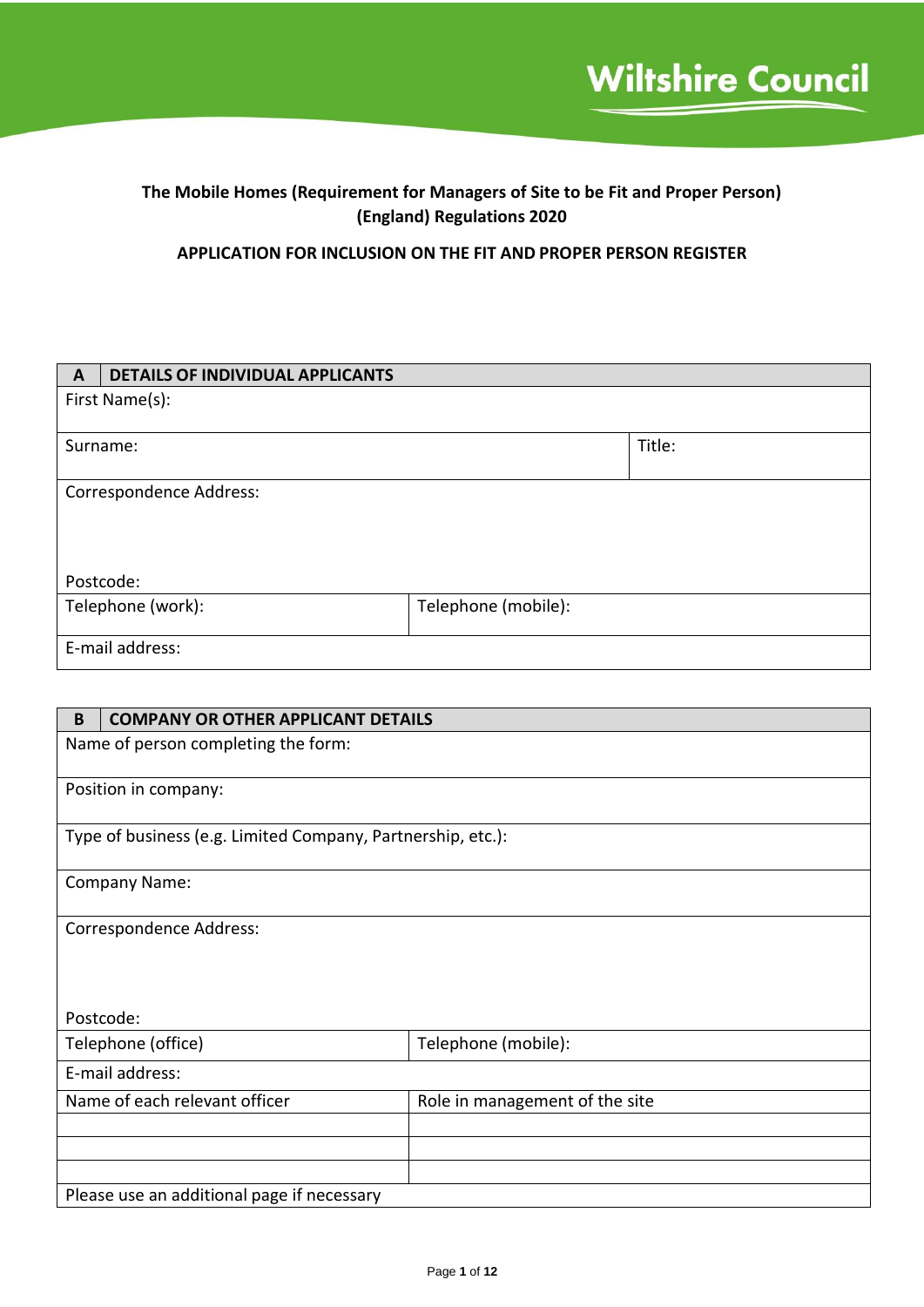Wiltshire Council

**The Mobile Homes (Requirement for Managers of Site to be Fit and Proper Person) (England) Regulations 2020**

**APPLICATION FOR INCLUSION ON THE FIT AND PROPER PERSON REGISTER**

| **A** | **DETAILS OF INDIVIDUAL APPLICANTS** |
|---|---|
| First Name(s): | |
| Surname: | Title: |
| Correspondence Address:<br><br><br>Postcode: | |
| Telephone (work): | Telephone (mobile): |
| E-mail address: | |

| **B** | **COMPANY OR OTHER APPLICANT DETAILS** |
|---|---|
| Name of person completing the form: | |
| Position in company: | |
| Type of business (e.g. Limited Company, Partnership, etc.): | |
| Company Name: | |
| Correspondence Address:<br><br><br>Postcode: | |
| Telephone (office) | Telephone (mobile): |
| E-mail address: | |
| Name of each relevant officer | Role in management of the site |
| | |
| | |
| | |
| Please use an additional page if necessary | |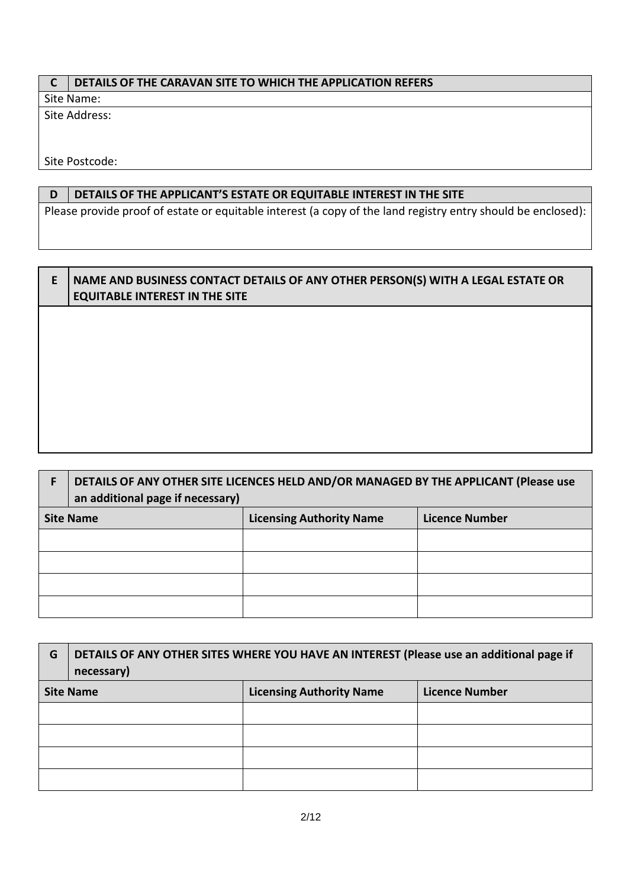| C | DETAILS OF THE CARAVAN SITE TO WHICH THE APPLICATION REFERS |
|---|---|
| Site Name: | |
| Site Address:<br><br>Site Postcode: | |

| D | DETAILS OF THE APPLICANT'S ESTATE OR EQUITABLE INTEREST IN THE SITE |
|---|---|
| Please provide proof of estate or equitable interest (a copy of the land registry entry should be enclosed): | |

| E | NAME AND BUSINESS CONTACT DETAILS OF ANY OTHER PERSON(S) WITH A LEGAL ESTATE OR EQUITABLE INTEREST IN THE SITE |
|---|---|
| | |

| F | DETAILS OF ANY OTHER SITE LICENCES HELD AND/OR MANAGED BY THE APPLICANT (Please use an additional page if necessary) | |
|---|---|---|
| **Site Name** | **Licensing Authority Name** | **Licence Number** |
| | | |
| | | |
| | | |
| | | |

| G | DETAILS OF ANY OTHER SITES WHERE YOU HAVE AN INTEREST (Please use an additional page if necessary) | |
|---|---|---|
| **Site Name** | **Licensing Authority Name** | **Licence Number** |
| | | |
| | | |
| | | |
| | | |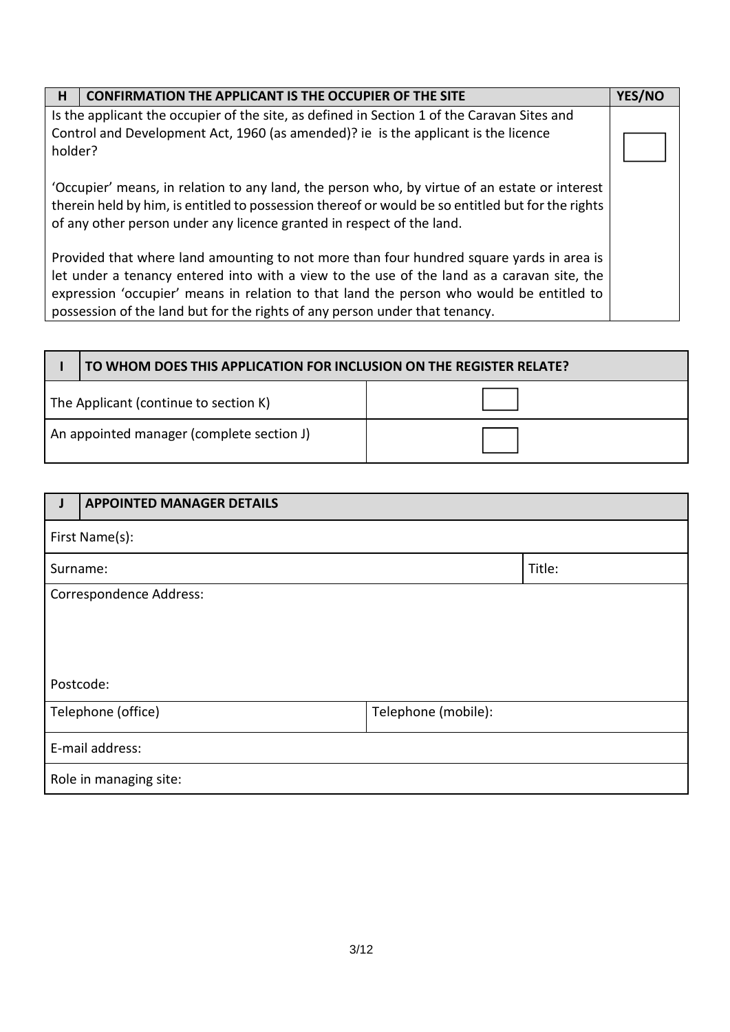| H | CONFIRMATION THE APPLICANT IS THE OCCUPIER OF THE SITE | YES/NO |
|---|---|---|
| | Is the applicant the occupier of the site, as defined in Section 1 of the Caravan Sites and Control and Development Act, 1960 (as amended)? ie is the applicant is the licence holder?<br><br>'Occupier' means, in relation to any land, the person who, by virtue of an estate or interest therein held by him, is entitled to possession thereof or would be so entitled but for the rights of any other person under any licence granted in respect of the land.<br><br>Provided that where land amounting to not more than four hundred square yards in area is let under a tenancy entered into with a view to the use of the land as a caravan site, the expression 'occupier' means in relation to that land the person who would be entitled to possession of the land but for the rights of any person under that tenancy. | |

| I | TO WHOM DOES THIS APPLICATION FOR INCLUSION ON THE REGISTER RELATE? |
|---|---|
| The Applicant (continue to section K) | |
| An appointed manager (complete section J) | |

| J | APPOINTED MANAGER DETAILS |
|---|---|
| First Name(s): | |
| Surname: | Title: |
| Correspondence Address:<br><br><br>Postcode: | |
| Telephone (office) | Telephone (mobile): |
| E-mail address: | |
| Role in managing site: | |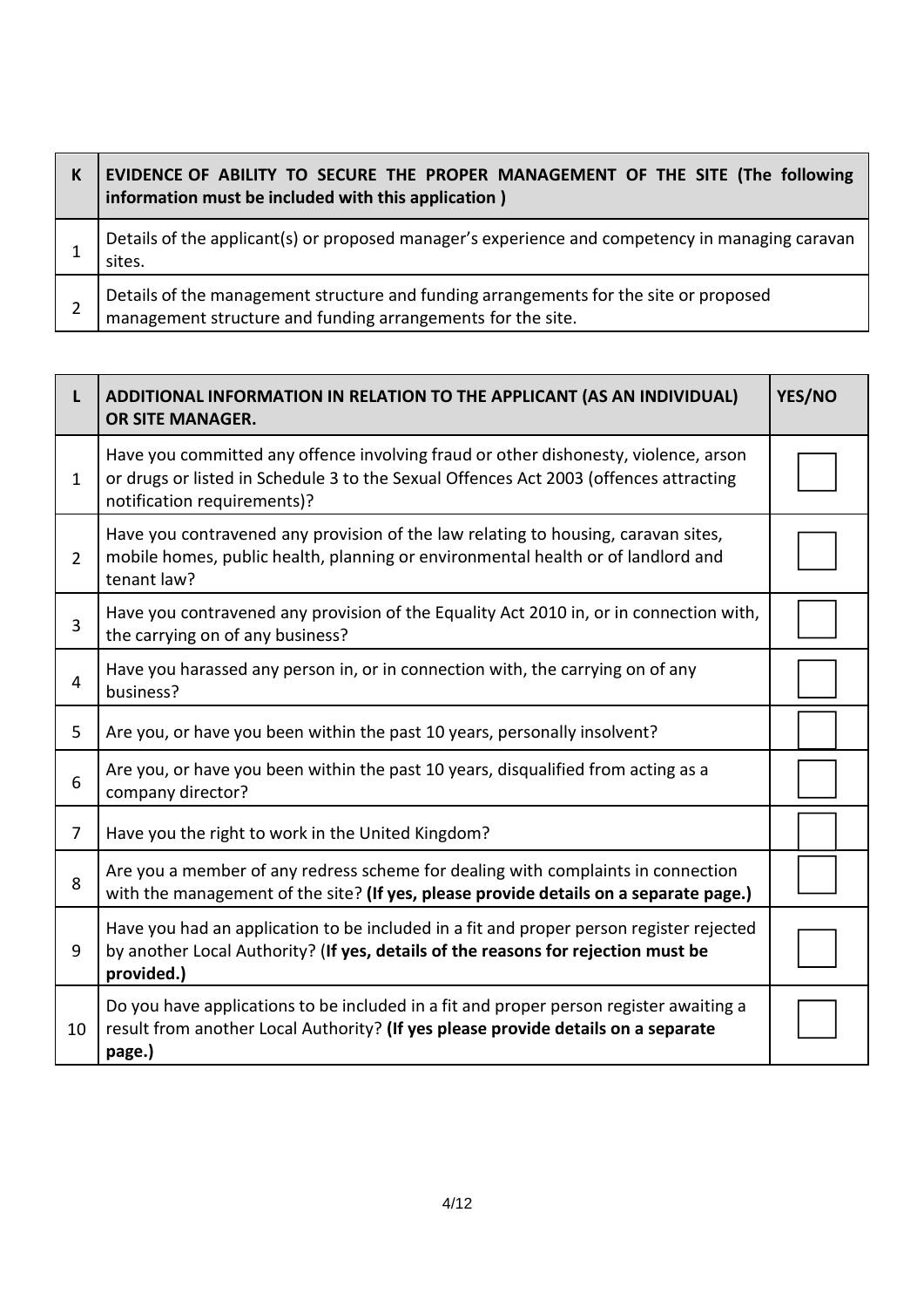| K | **EVIDENCE OF ABILITY TO SECURE THE PROPER MANAGEMENT OF THE SITE (The following information must be included with this application )** |
|---|---|
| 1 | Details of the applicant(s) or proposed manager's experience and competency in managing caravan sites. |
| 2 | Details of the management structure and funding arrangements for the site or proposed management structure and funding arrangements for the site. |

| L | **ADDITIONAL INFORMATION IN RELATION TO THE APPLICANT (AS AN INDIVIDUAL) OR SITE MANAGER.** | **YES/NO** |
|---|---|---|
| 1 | Have you committed any offence involving fraud or other dishonesty, violence, arson or drugs or listed in Schedule 3 to the Sexual Offences Act 2003 (offences attracting notification requirements)? | |
| 2 | Have you contravened any provision of the law relating to housing, caravan sites, mobile homes, public health, planning or environmental health or of landlord and tenant law? | |
| 3 | Have you contravened any provision of the Equality Act 2010 in, or in connection with, the carrying on of any business? | |
| 4 | Have you harassed any person in, or in connection with, the carrying on of any business? | |
| 5 | Are you, or have you been within the past 10 years, personally insolvent? | |
| 6 | Are you, or have you been within the past 10 years, disqualified from acting as a company director? | |
| 7 | Have you the right to work in the United Kingdom? | |
| 8 | Are you a member of any redress scheme for dealing with complaints in connection with the management of the site? **(If yes, please provide details on a separate page.)** | |
| 9 | Have you had an application to be included in a fit and proper person register rejected by another Local Authority? (**If yes, details of the reasons for rejection must be provided.)** | |
| 10 | Do you have applications to be included in a fit and proper person register awaiting a result from another Local Authority? **(If yes please provide details on a separate page.)** | |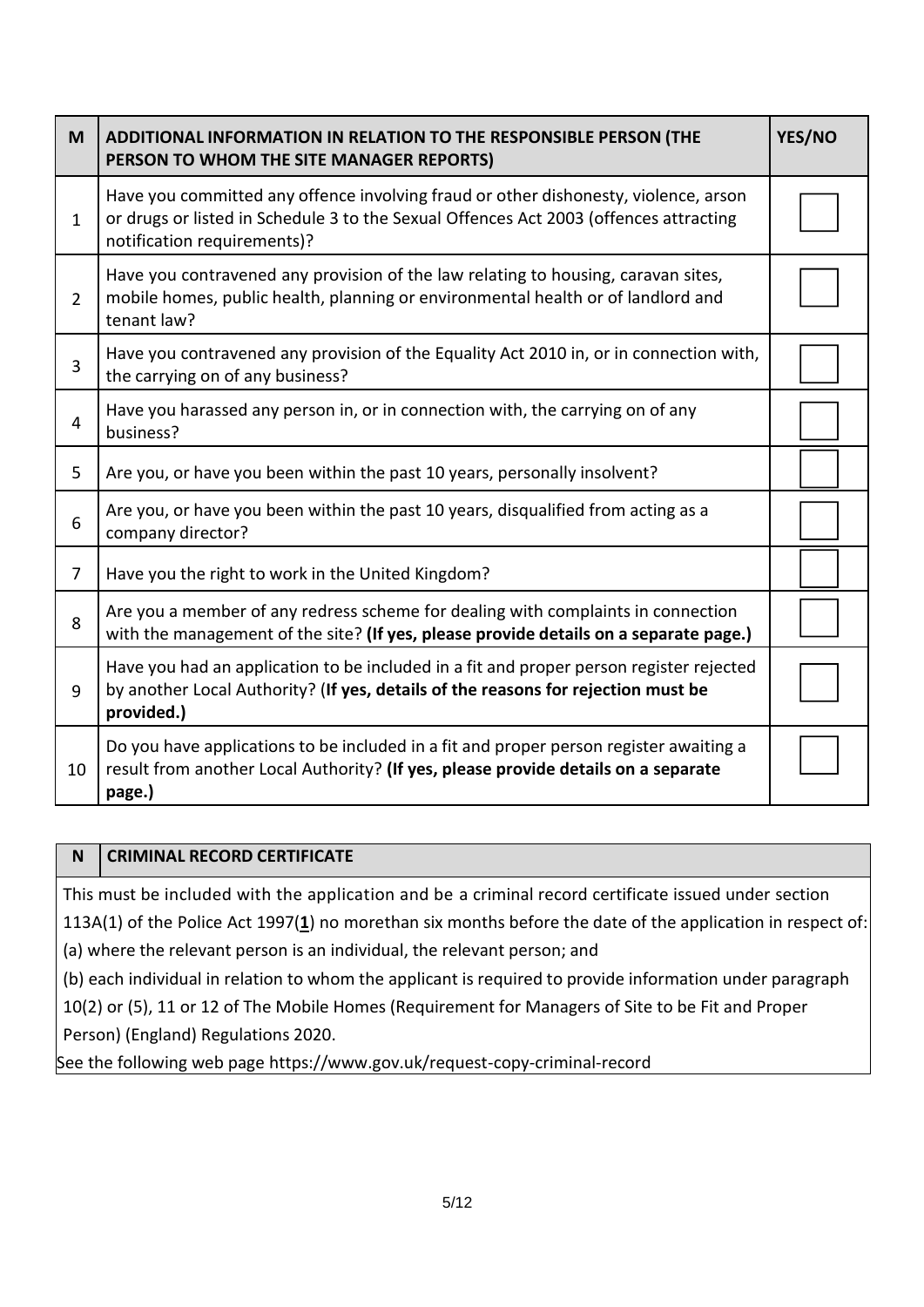| M | ADDITIONAL INFORMATION IN RELATION TO THE RESPONSIBLE PERSON (THE PERSON TO WHOM THE SITE MANAGER REPORTS) | YES/NO |
|---|---|---|
| 1 | Have you committed any offence involving fraud or other dishonesty, violence, arson or drugs or listed in Schedule 3 to the Sexual Offences Act 2003 (offences attracting notification requirements)? | |
| 2 | Have you contravened any provision of the law relating to housing, caravan sites, mobile homes, public health, planning or environmental health or of landlord and tenant law? | |
| 3 | Have you contravened any provision of the Equality Act 2010 in, or in connection with, the carrying on of any business? | |
| 4 | Have you harassed any person in, or in connection with, the carrying on of any business? | |
| 5 | Are you, or have you been within the past 10 years, personally insolvent? | |
| 6 | Are you, or have you been within the past 10 years, disqualified from acting as a company director? | |
| 7 | Have you the right to work in the United Kingdom? | |
| 8 | Are you a member of any redress scheme for dealing with complaints in connection with the management of the site? **(If yes, please provide details on a separate page.)** | |
| 9 | Have you had an application to be included in a fit and proper person register rejected by another Local Authority? (**If yes, details of the reasons for rejection must be provided.)** | |
| 10 | Do you have applications to be included in a fit and proper person register awaiting a result from another Local Authority? **(If yes, please provide details on a separate page.)** | |

| N | CRIMINAL RECORD CERTIFICATE |
|---|---|

This must be included with the application and be a criminal record certificate issued under section 113A(1) of the Police Act 1997(**1**) no morethan six months before the date of the application in respect of:

(a) where the relevant person is an individual, the relevant person; and

(b) each individual in relation to whom the applicant is required to provide information under paragraph 10(2) or (5), 11 or 12 of The Mobile Homes (Requirement for Managers of Site to be Fit and Proper Person) (England) Regulations 2020.

See the following web page https://www.gov.uk/request-copy-criminal-record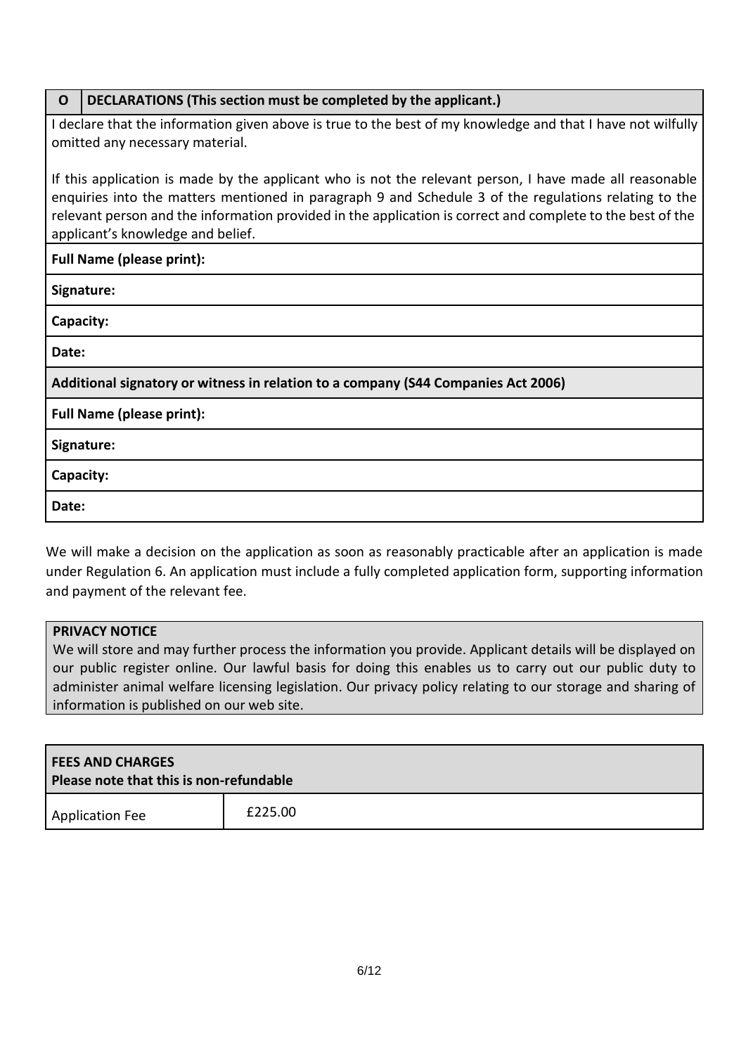| O | DECLARATIONS (This section must be completed by the applicant.) |
|---|---|

I declare that the information given above is true to the best of my knowledge and that I have not wilfully omitted any necessary material.

If this application is made by the applicant who is not the relevant person, I have made all reasonable enquiries into the matters mentioned in paragraph 9 and Schedule 3 of the regulations relating to the relevant person and the information provided in the application is correct and complete to the best of the applicant's knowledge and belief.

**Full Name (please print):**

**Signature:**

**Capacity:**

**Date:**

**Additional signatory or witness in relation to a company (S44 Companies Act 2006)**

**Full Name (please print):**

**Signature:**

**Capacity:**

**Date:**

We will make a decision on the application as soon as reasonably practicable after an application is made under Regulation 6. An application must include a fully completed application form, supporting information and payment of the relevant fee.

**PRIVACY NOTICE**

We will store and may further process the information you provide. Applicant details will be displayed on our public register online. Our lawful basis for doing this enables us to carry out our public duty to administer animal welfare licensing legislation. Our privacy policy relating to our storage and sharing of information is published on our web site.

| FEES AND CHARGES<br>Please note that this is non-refundable | |
|---|---|
| Application Fee | £225.00 |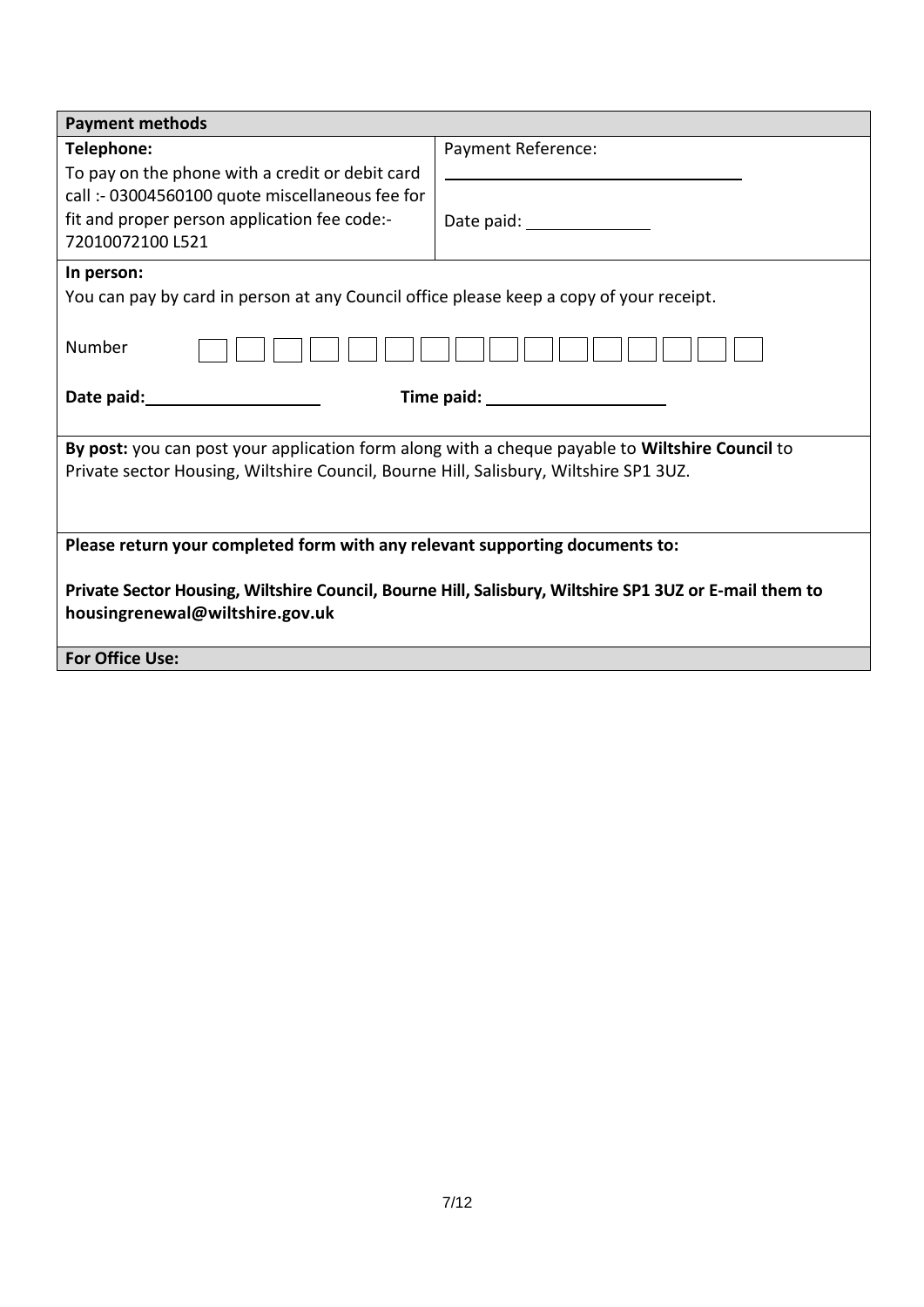| **Payment methods** | |
|---|---|
| **Telephone:**<br>To pay on the phone with a credit or debit card call :- 03004560100 quote miscellaneous fee for fit and proper person application fee code:- 72010072100 L521 | Payment Reference: ______________________________<br><br>Date paid: ____________ |

**In person:**

You can pay by card in person at any Council office please keep a copy of your receipt.

Number | | | | | | | | | | | | | | | | |

**Date paid:** __________________ **Time paid:** __________________

**By post:** you can post your application form along with a cheque payable to **Wiltshire Council** to Private sector Housing, Wiltshire Council, Bourne Hill, Salisbury, Wiltshire SP1 3UZ.

**Please return your completed form with any relevant supporting documents to:**

**Private Sector Housing, Wiltshire Council, Bourne Hill, Salisbury, Wiltshire SP1 3UZ or E-mail them to housingrenewal@wiltshire.gov.uk**

**For Office Use:**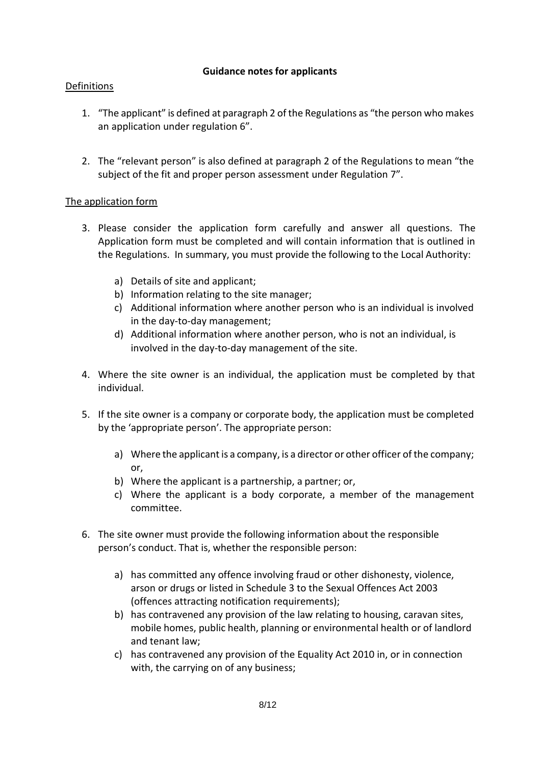**Guidance notes for applicants**

Definitions

1. "The applicant" is defined at paragraph 2 of the Regulations as "the person who makes an application under regulation 6".

2. The "relevant person" is also defined at paragraph 2 of the Regulations to mean "the subject of the fit and proper person assessment under Regulation 7".

The application form

3. Please consider the application form carefully and answer all questions. The Application form must be completed and will contain information that is outlined in the Regulations. In summary, you must provide the following to the Local Authority:

   a) Details of site and applicant;
   b) Information relating to the site manager;
   c) Additional information where another person who is an individual is involved in the day-to-day management;
   d) Additional information where another person, who is not an individual, is involved in the day-to-day management of the site.

4. Where the site owner is an individual, the application must be completed by that individual.

5. If the site owner is a company or corporate body, the application must be completed by the 'appropriate person'. The appropriate person:

   a) Where the applicant is a company, is a director or other officer of the company; or,
   b) Where the applicant is a partnership, a partner; or,
   c) Where the applicant is a body corporate, a member of the management committee.

6. The site owner must provide the following information about the responsible person's conduct. That is, whether the responsible person:

   a) has committed any offence involving fraud or other dishonesty, violence, arson or drugs or listed in Schedule 3 to the Sexual Offences Act 2003 (offences attracting notification requirements);
   b) has contravened any provision of the law relating to housing, caravan sites, mobile homes, public health, planning or environmental health or of landlord and tenant law;
   c) has contravened any provision of the Equality Act 2010 in, or in connection with, the carrying on of any business;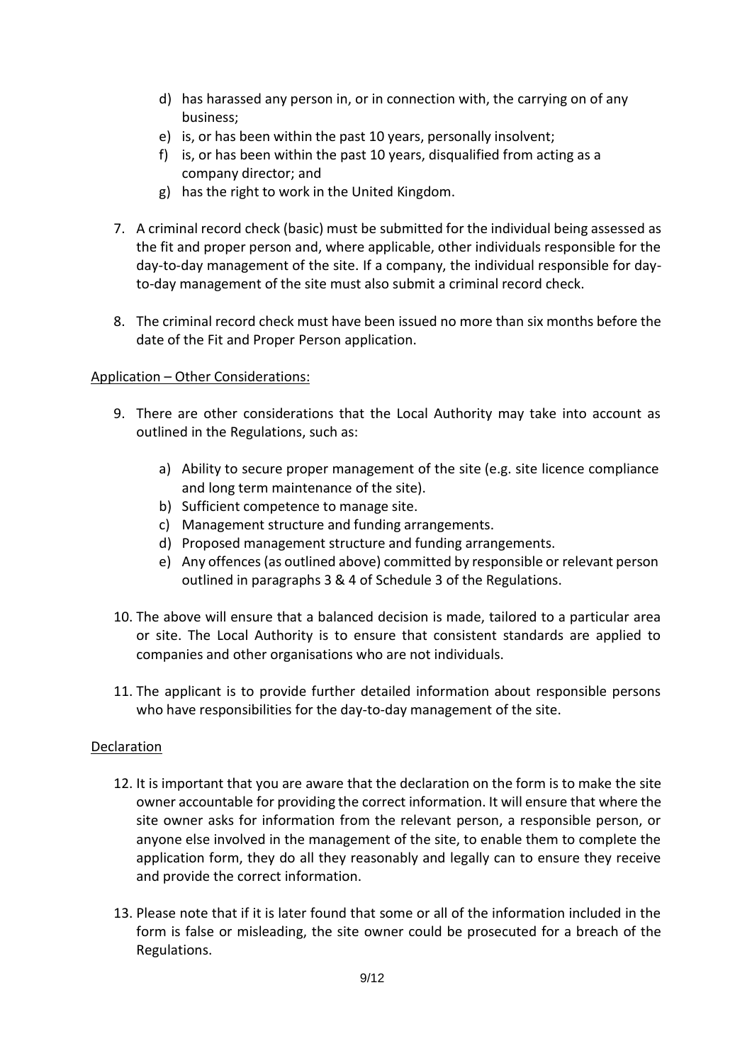d) has harassed any person in, or in connection with, the carrying on of any business;
e) is, or has been within the past 10 years, personally insolvent;
f) is, or has been within the past 10 years, disqualified from acting as a company director; and
g) has the right to work in the United Kingdom.

7. A criminal record check (basic) must be submitted for the individual being assessed as the fit and proper person and, where applicable, other individuals responsible for the day-to-day management of the site. If a company, the individual responsible for day-to-day management of the site must also submit a criminal record check.

8. The criminal record check must have been issued no more than six months before the date of the Fit and Proper Person application.

Application – Other Considerations:

9. There are other considerations that the Local Authority may take into account as outlined in the Regulations, such as:

   a) Ability to secure proper management of the site (e.g. site licence compliance and long term maintenance of the site).
   b) Sufficient competence to manage site.
   c) Management structure and funding arrangements.
   d) Proposed management structure and funding arrangements.
   e) Any offences (as outlined above) committed by responsible or relevant person outlined in paragraphs 3 & 4 of Schedule 3 of the Regulations.

10. The above will ensure that a balanced decision is made, tailored to a particular area or site. The Local Authority is to ensure that consistent standards are applied to companies and other organisations who are not individuals.

11. The applicant is to provide further detailed information about responsible persons who have responsibilities for the day-to-day management of the site.

Declaration

12. It is important that you are aware that the declaration on the form is to make the site owner accountable for providing the correct information. It will ensure that where the site owner asks for information from the relevant person, a responsible person, or anyone else involved in the management of the site, to enable them to complete the application form, they do all they reasonably and legally can to ensure they receive and provide the correct information.

13. Please note that if it is later found that some or all of the information included in the form is false or misleading, the site owner could be prosecuted for a breach of the Regulations.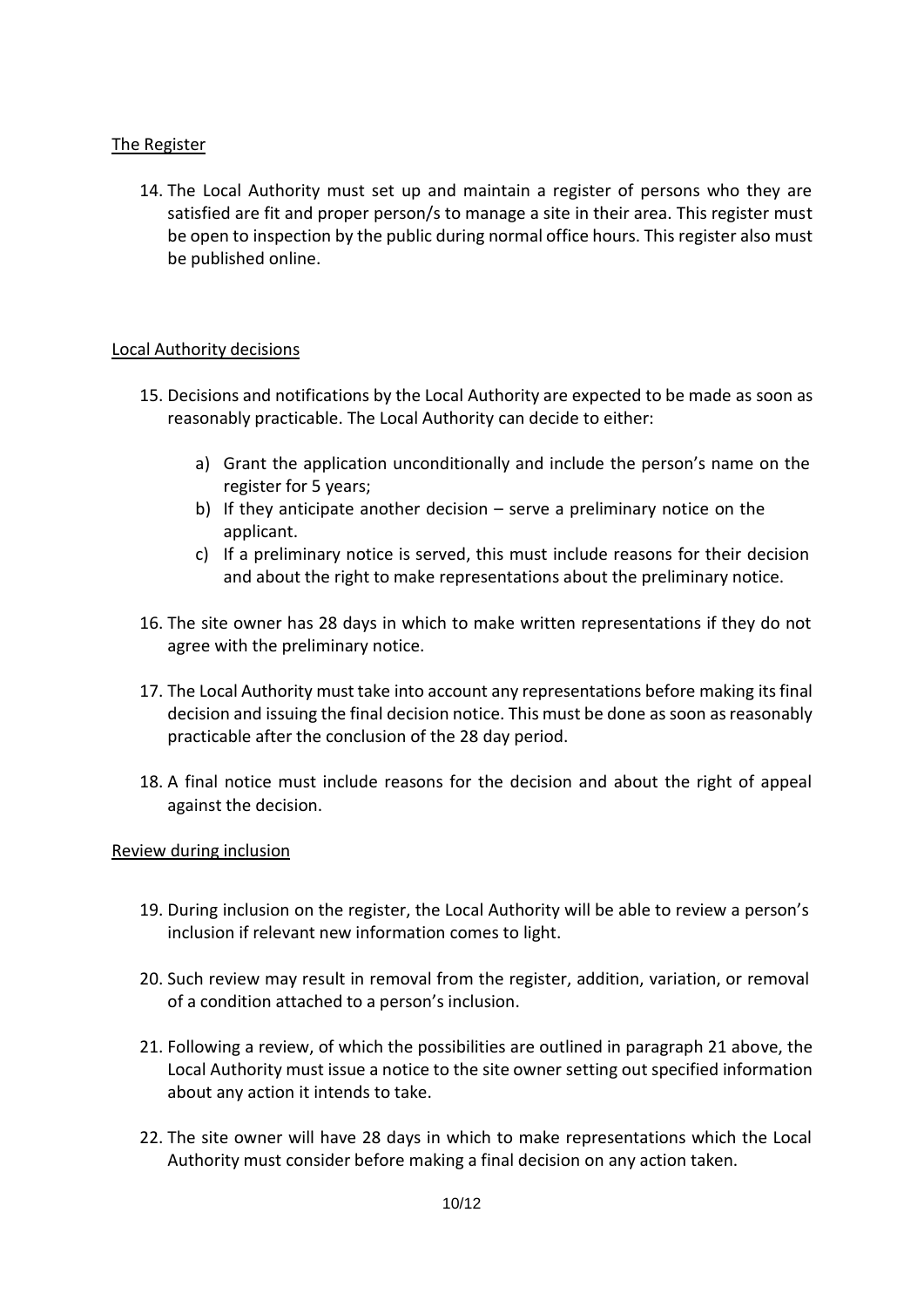## The Register

14. The Local Authority must set up and maintain a register of persons who they are satisfied are fit and proper person/s to manage a site in their area. This register must be open to inspection by the public during normal office hours. This register also must be published online.

## Local Authority decisions

15. Decisions and notifications by the Local Authority are expected to be made as soon as reasonably practicable. The Local Authority can decide to either:

    a) Grant the application unconditionally and include the person's name on the register for 5 years;
    b) If they anticipate another decision – serve a preliminary notice on the applicant.
    c) If a preliminary notice is served, this must include reasons for their decision and about the right to make representations about the preliminary notice.

16. The site owner has 28 days in which to make written representations if they do not agree with the preliminary notice.

17. The Local Authority must take into account any representations before making its final decision and issuing the final decision notice. This must be done as soon as reasonably practicable after the conclusion of the 28 day period.

18. A final notice must include reasons for the decision and about the right of appeal against the decision.

## Review during inclusion

19. During inclusion on the register, the Local Authority will be able to review a person's inclusion if relevant new information comes to light.

20. Such review may result in removal from the register, addition, variation, or removal of a condition attached to a person's inclusion.

21. Following a review, of which the possibilities are outlined in paragraph 21 above, the Local Authority must issue a notice to the site owner setting out specified information about any action it intends to take.

22. The site owner will have 28 days in which to make representations which the Local Authority must consider before making a final decision on any action taken.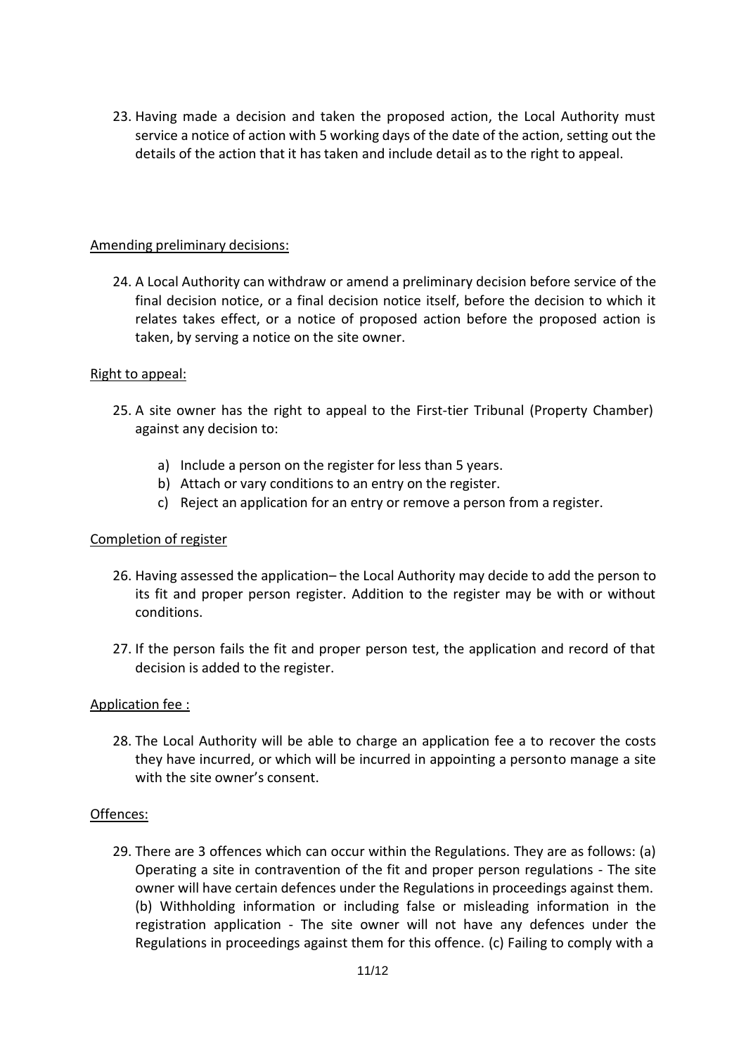23. Having made a decision and taken the proposed action, the Local Authority must service a notice of action with 5 working days of the date of the action, setting out the details of the action that it has taken and include detail as to the right to appeal.

<u>Amending preliminary decisions:</u>

24. A Local Authority can withdraw or amend a preliminary decision before service of the final decision notice, or a final decision notice itself, before the decision to which it relates takes effect, or a notice of proposed action before the proposed action is taken, by serving a notice on the site owner.

<u>Right to appeal:</u>

25. A site owner has the right to appeal to the First-tier Tribunal (Property Chamber) against any decision to:

    a) Include a person on the register for less than 5 years.
    b) Attach or vary conditions to an entry on the register.
    c) Reject an application for an entry or remove a person from a register.

<u>Completion of register</u>

26. Having assessed the application– the Local Authority may decide to add the person to its fit and proper person register. Addition to the register may be with or without conditions.

27. If the person fails the fit and proper person test, the application and record of that decision is added to the register.

<u>Application fee :</u>

28. The Local Authority will be able to charge an application fee a to recover the costs they have incurred, or which will be incurred in appointing a personto manage a site with the site owner's consent.

<u>Offences:</u>

29. There are 3 offences which can occur within the Regulations. They are as follows: (a) Operating a site in contravention of the fit and proper person regulations - The site owner will have certain defences under the Regulations in proceedings against them. (b) Withholding information or including false or misleading information in the registration application - The site owner will not have any defences under the Regulations in proceedings against them for this offence. (c) Failing to comply with a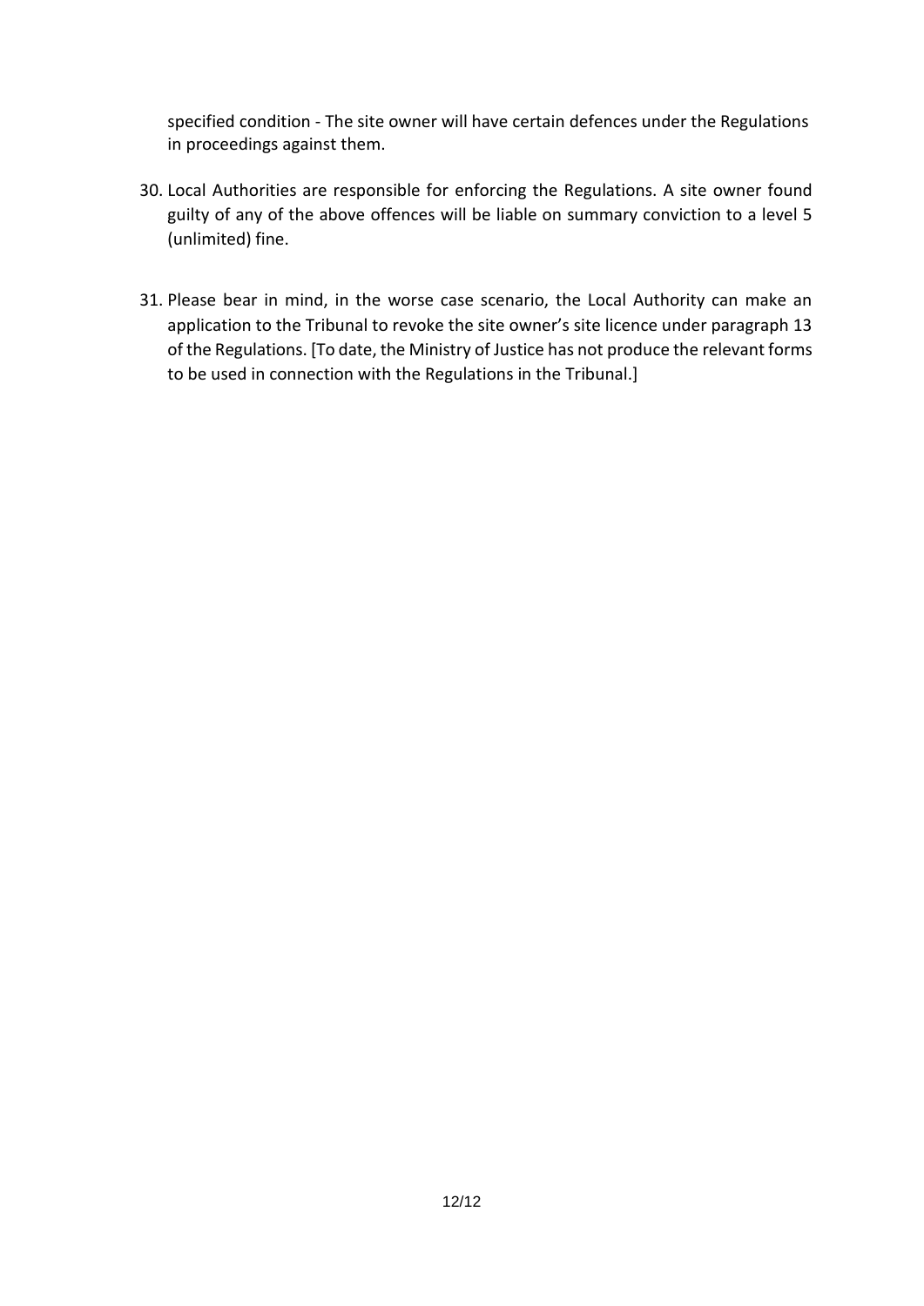specified condition - The site owner will have certain defences under the Regulations in proceedings against them.

30. Local Authorities are responsible for enforcing the Regulations. A site owner found guilty of any of the above offences will be liable on summary conviction to a level 5 (unlimited) fine.

31. Please bear in mind, in the worse case scenario, the Local Authority can make an application to the Tribunal to revoke the site owner's site licence under paragraph 13 of the Regulations. [To date, the Ministry of Justice has not produce the relevant forms to be used in connection with the Regulations in the Tribunal.]